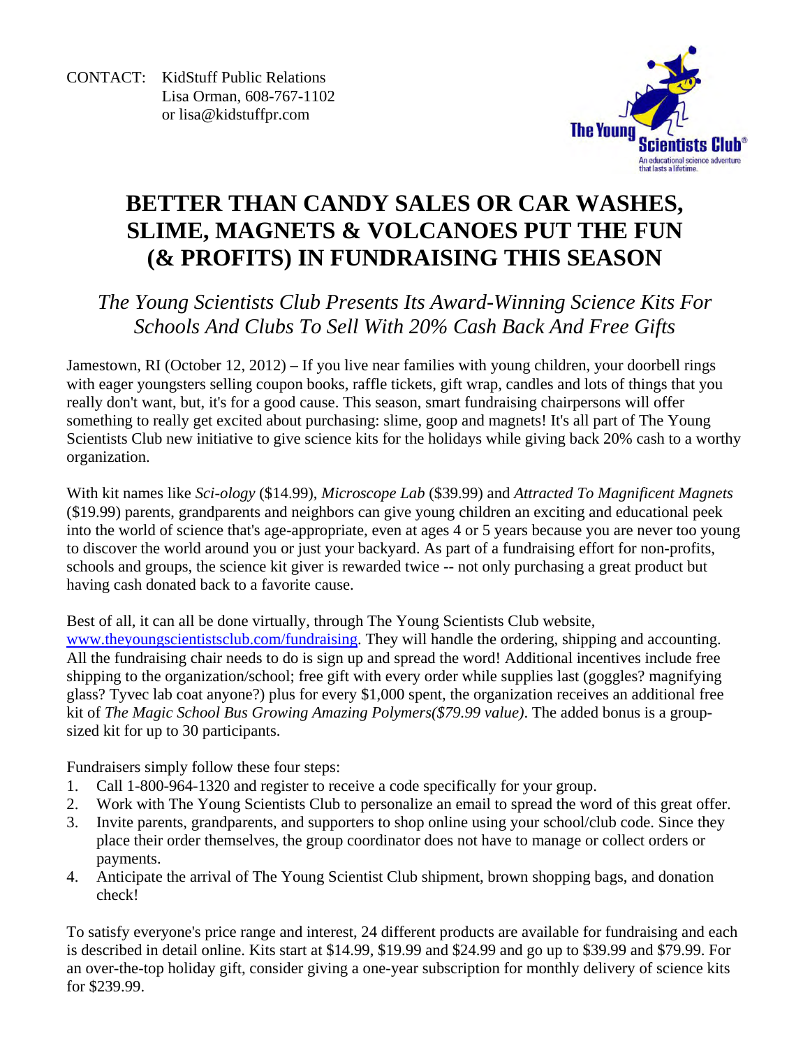CONTACT: KidStuff Public Relations
Lisa Orman, 608-767-1102
or lisa@kidstuffpr.com

The Young Scientists Club®
An educational science adventure that lasts a lifetime.

# BETTER THAN CANDY SALES OR CAR WASHES, SLIME, MAGNETS & VOLCANOES PUT THE FUN (& PROFITS) IN FUNDRAISING THIS SEASON

## *The Young Scientists Club Presents Its Award-Winning Science Kits For Schools And Clubs To Sell With 20% Cash Back And Free Gifts*

Jamestown, RI (October 12, 2012) – If you live near families with young children, your doorbell rings with eager youngsters selling coupon books, raffle tickets, gift wrap, candles and lots of things that you really don't want, but, it's for a good cause. This season, smart fundraising chairpersons will offer something to really get excited about purchasing: slime, goop and magnets! It's all part of The Young Scientists Club new initiative to give science kits for the holidays while giving back 20% cash to a worthy organization.

With kit names like *Sci-ology* ($14.99), *Microscope Lab* ($39.99) and *Attracted To Magnificent Magnets* ($19.99) parents, grandparents and neighbors can give young children an exciting and educational peek into the world of science that's age-appropriate, even at ages 4 or 5 years because you are never too young to discover the world around you or just your backyard. As part of a fundraising effort for non-profits, schools and groups, the science kit giver is rewarded twice -- not only purchasing a great product but having cash donated back to a favorite cause.

Best of all, it can all be done virtually, through The Young Scientists Club website, www.theyoungscientistsclub.com/fundraising. They will handle the ordering, shipping and accounting. All the fundraising chair needs to do is sign up and spread the word! Additional incentives include free shipping to the organization/school; free gift with every order while supplies last (goggles? magnifying glass? Tyvec lab coat anyone?) plus for every $1,000 spent, the organization receives an additional free kit of *The Magic School Bus Growing Amazing Polymers($79.99 value)*. The added bonus is a group-sized kit for up to 30 participants.

Fundraisers simply follow these four steps:

1. Call 1-800-964-1320 and register to receive a code specifically for your group.
2. Work with The Young Scientists Club to personalize an email to spread the word of this great offer.
3. Invite parents, grandparents, and supporters to shop online using your school/club code. Since they place their order themselves, the group coordinator does not have to manage or collect orders or payments.
4. Anticipate the arrival of The Young Scientist Club shipment, brown shopping bags, and donation check!

To satisfy everyone's price range and interest, 24 different products are available for fundraising and each is described in detail online. Kits start at $14.99, $19.99 and $24.99 and go up to $39.99 and $79.99. For an over-the-top holiday gift, consider giving a one-year subscription for monthly delivery of science kits for $239.99.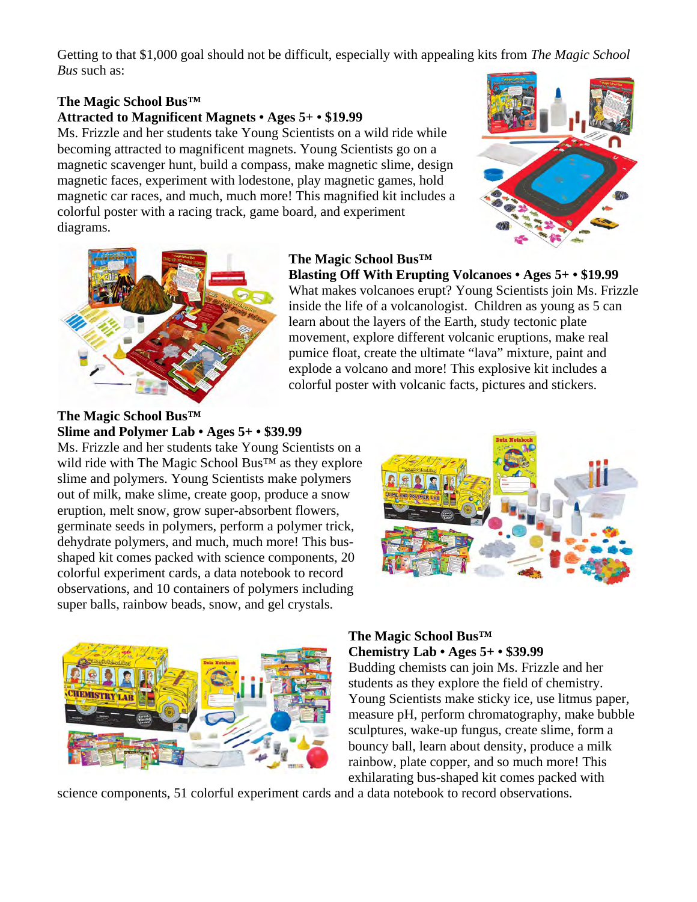Getting to that $1,000 goal should not be difficult, especially with appealing kits from *The Magic School Bus* such as:

**The Magic School Bus™**
**Attracted to Magnificent Magnets • Ages 5+ • $19.99**
Ms. Frizzle and her students take Young Scientists on a wild ride while becoming attracted to magnificent magnets. Young Scientists go on a magnetic scavenger hunt, build a compass, make magnetic slime, design magnetic faces, experiment with lodestone, play magnetic games, hold magnetic car races, and much, much more! This magnified kit includes a colorful poster with a racing track, game board, and experiment diagrams.

**The Magic School Bus™**
**Blasting Off With Erupting Volcanoes • Ages 5+ • $19.99**
What makes volcanoes erupt? Young Scientists join Ms. Frizzle inside the life of a volcanologist. Children as young as 5 can learn about the layers of the Earth, study tectonic plate movement, explore different volcanic eruptions, make real pumice float, create the ultimate "lava" mixture, paint and explode a volcano and more! This explosive kit includes a colorful poster with volcanic facts, pictures and stickers.

**The Magic School Bus™**
**Slime and Polymer Lab • Ages 5+ • $39.99**
Ms. Frizzle and her students take Young Scientists on a wild ride with The Magic School Bus™ as they explore slime and polymers. Young Scientists make polymers out of milk, make slime, create goop, produce a snow eruption, melt snow, grow super-absorbent flowers, germinate seeds in polymers, perform a polymer trick, dehydrate polymers, and much, much more! This bus-shaped kit comes packed with science components, 20 colorful experiment cards, a data notebook to record observations, and 10 containers of polymers including super balls, rainbow beads, snow, and gel crystals.

**The Magic School Bus™**
**Chemistry Lab • Ages 5+ • $39.99**
Budding chemists can join Ms. Frizzle and her students as they explore the field of chemistry. Young Scientists make sticky ice, use litmus paper, measure pH, perform chromatography, make bubble sculptures, wake-up fungus, create slime, form a bouncy ball, learn about density, produce a milk rainbow, plate copper, and so much more! This exhilarating bus-shaped kit comes packed with science components, 51 colorful experiment cards and a data notebook to record observations.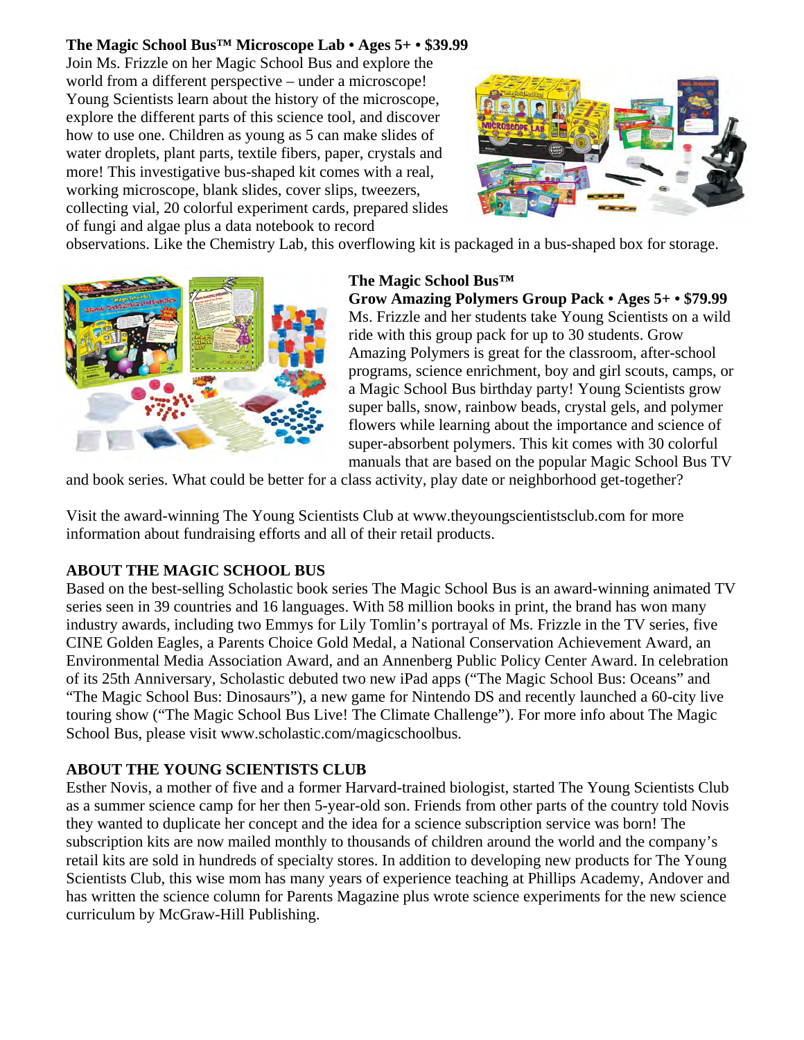**The Magic School Bus™ Microscope Lab • Ages 5+ • $39.99**

Join Ms. Frizzle on her Magic School Bus and explore the world from a different perspective – under a microscope! Young Scientists learn about the history of the microscope, explore the different parts of this science tool, and discover how to use one. Children as young as 5 can make slides of water droplets, plant parts, textile fibers, paper, crystals and more! This investigative bus-shaped kit comes with a real, working microscope, blank slides, cover slips, tweezers, collecting vial, 20 colorful experiment cards, prepared slides of fungi and algae plus a data notebook to record observations. Like the Chemistry Lab, this overflowing kit is packaged in a bus-shaped box for storage.

**The Magic School Bus™**
**Grow Amazing Polymers Group Pack • Ages 5+ • $79.99**

Ms. Frizzle and her students take Young Scientists on a wild ride with this group pack for up to 30 students. Grow Amazing Polymers is great for the classroom, after-school programs, science enrichment, boy and girl scouts, camps, or a Magic School Bus birthday party! Young Scientists grow super balls, snow, rainbow beads, crystal gels, and polymer flowers while learning about the importance and science of super-absorbent polymers. This kit comes with 30 colorful manuals that are based on the popular Magic School Bus TV and book series. What could be better for a class activity, play date or neighborhood get-together?

Visit the award-winning The Young Scientists Club at www.theyoungscientistsclub.com for more information about fundraising efforts and all of their retail products.

**ABOUT THE MAGIC SCHOOL BUS**

Based on the best-selling Scholastic book series The Magic School Bus is an award-winning animated TV series seen in 39 countries and 16 languages. With 58 million books in print, the brand has won many industry awards, including two Emmys for Lily Tomlin's portrayal of Ms. Frizzle in the TV series, five CINE Golden Eagles, a Parents Choice Gold Medal, a National Conservation Achievement Award, an Environmental Media Association Award, and an Annenberg Public Policy Center Award. In celebration of its 25th Anniversary, Scholastic debuted two new iPad apps ("The Magic School Bus: Oceans" and "The Magic School Bus: Dinosaurs"), a new game for Nintendo DS and recently launched a 60-city live touring show ("The Magic School Bus Live! The Climate Challenge"). For more info about The Magic School Bus, please visit www.scholastic.com/magicschoolbus.

**ABOUT THE YOUNG SCIENTISTS CLUB**

Esther Novis, a mother of five and a former Harvard-trained biologist, started The Young Scientists Club as a summer science camp for her then 5-year-old son. Friends from other parts of the country told Novis they wanted to duplicate her concept and the idea for a science subscription service was born! The subscription kits are now mailed monthly to thousands of children around the world and the company's retail kits are sold in hundreds of specialty stores. In addition to developing new products for The Young Scientists Club, this wise mom has many years of experience teaching at Phillips Academy, Andover and has written the science column for Parents Magazine plus wrote science experiments for the new science curriculum by McGraw-Hill Publishing.